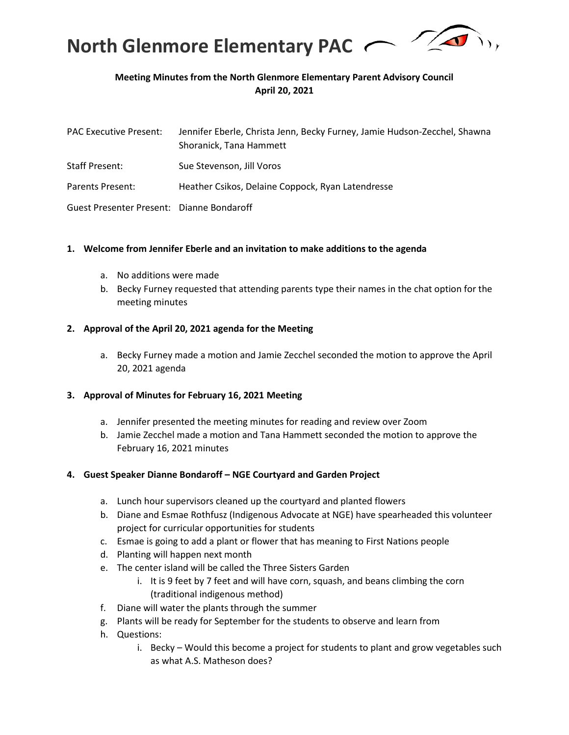# North Glenmore Elementary PAC

**Meeting Minutes from the North Glenmore Elementary Parent Advisory Council**
**April 20, 2021**

PAC Executive Present: Jennifer Eberle, Christa Jenn, Becky Furney, Jamie Hudson-Zecchel, Shawna Shoranick, Tana Hammett

Staff Present: Sue Stevenson, Jill Voros

Parents Present: Heather Csikos, Delaine Coppock, Ryan Latendresse

Guest Presenter Present: Dianne Bondaroff

**1. Welcome from Jennifer Eberle and an invitation to make additions to the agenda**

a. No additions were made
b. Becky Furney requested that attending parents type their names in the chat option for the meeting minutes

**2. Approval of the April 20, 2021 agenda for the Meeting**

a. Becky Furney made a motion and Jamie Zecchel seconded the motion to approve the April 20, 2021 agenda

**3. Approval of Minutes for February 16, 2021 Meeting**

a. Jennifer presented the meeting minutes for reading and review over Zoom
b. Jamie Zecchel made a motion and Tana Hammett seconded the motion to approve the February 16, 2021 minutes

**4. Guest Speaker Dianne Bondaroff – NGE Courtyard and Garden Project**

a. Lunch hour supervisors cleaned up the courtyard and planted flowers
b. Diane and Esmae Rothfusz (Indigenous Advocate at NGE) have spearheaded this volunteer project for curricular opportunities for students
c. Esmae is going to add a plant or flower that has meaning to First Nations people
d. Planting will happen next month
e. The center island will be called the Three Sisters Garden
   i. It is 9 feet by 7 feet and will have corn, squash, and beans climbing the corn (traditional indigenous method)
f. Diane will water the plants through the summer
g. Plants will be ready for September for the students to observe and learn from
h. Questions:
   i. Becky – Would this become a project for students to plant and grow vegetables such as what A.S. Matheson does?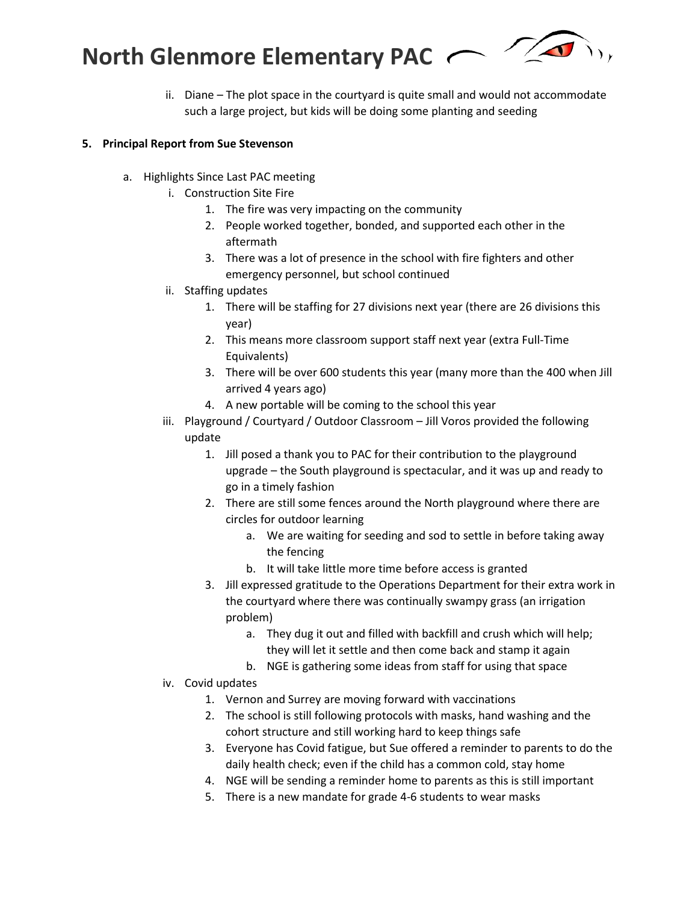ii. Diane – The plot space in the courtyard is quite small and would not accommodate such a large project, but kids will be doing some planting and seeding

**5. Principal Report from Sue Stevenson**

a. Highlights Since Last PAC meeting
   i. Construction Site Fire
      1. The fire was very impacting on the community
      2. People worked together, bonded, and supported each other in the aftermath
      3. There was a lot of presence in the school with fire fighters and other emergency personnel, but school continued
   ii. Staffing updates
      1. There will be staffing for 27 divisions next year (there are 26 divisions this year)
      2. This means more classroom support staff next year (extra Full-Time Equivalents)
      3. There will be over 600 students this year (many more than the 400 when Jill arrived 4 years ago)
      4. A new portable will be coming to the school this year
   iii. Playground / Courtyard / Outdoor Classroom – Jill Voros provided the following update
      1. Jill posed a thank you to PAC for their contribution to the playground upgrade – the South playground is spectacular, and it was up and ready to go in a timely fashion
      2. There are still some fences around the North playground where there are circles for outdoor learning
         a. We are waiting for seeding and sod to settle in before taking away the fencing
         b. It will take little more time before access is granted
      3. Jill expressed gratitude to the Operations Department for their extra work in the courtyard where there was continually swampy grass (an irrigation problem)
         a. They dug it out and filled with backfill and crush which will help; they will let it settle and then come back and stamp it again
         b. NGE is gathering some ideas from staff for using that space
   iv. Covid updates
      1. Vernon and Surrey are moving forward with vaccinations
      2. The school is still following protocols with masks, hand washing and the cohort structure and still working hard to keep things safe
      3. Everyone has Covid fatigue, but Sue offered a reminder to parents to do the daily health check; even if the child has a common cold, stay home
      4. NGE will be sending a reminder home to parents as this is still important
      5. There is a new mandate for grade 4-6 students to wear masks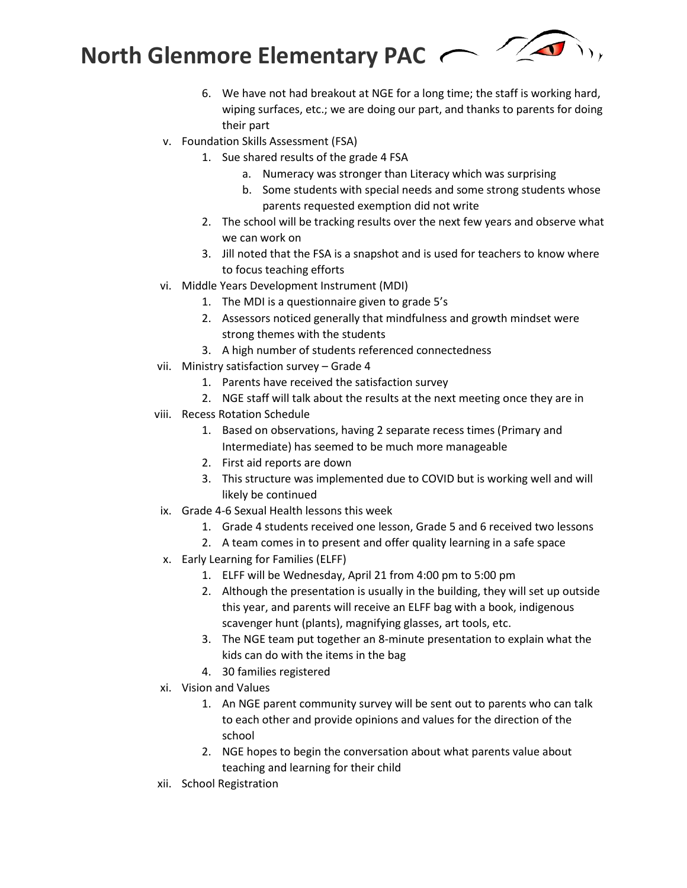6. We have not had breakout at NGE for a long time; the staff is working hard, wiping surfaces, etc.; we are doing our part, and thanks to parents for doing their part

v. Foundation Skills Assessment (FSA)
   1. Sue shared results of the grade 4 FSA
      a. Numeracy was stronger than Literacy which was surprising
      b. Some students with special needs and some strong students whose parents requested exemption did not write
   2. The school will be tracking results over the next few years and observe what we can work on
   3. Jill noted that the FSA is a snapshot and is used for teachers to know where to focus teaching efforts

vi. Middle Years Development Instrument (MDI)
   1. The MDI is a questionnaire given to grade 5's
   2. Assessors noticed generally that mindfulness and growth mindset were strong themes with the students
   3. A high number of students referenced connectedness

vii. Ministry satisfaction survey – Grade 4
   1. Parents have received the satisfaction survey
   2. NGE staff will talk about the results at the next meeting once they are in

viii. Recess Rotation Schedule
   1. Based on observations, having 2 separate recess times (Primary and Intermediate) has seemed to be much more manageable
   2. First aid reports are down
   3. This structure was implemented due to COVID but is working well and will likely be continued

ix. Grade 4-6 Sexual Health lessons this week
   1. Grade 4 students received one lesson, Grade 5 and 6 received two lessons
   2. A team comes in to present and offer quality learning in a safe space

x. Early Learning for Families (ELFF)
   1. ELFF will be Wednesday, April 21 from 4:00 pm to 5:00 pm
   2. Although the presentation is usually in the building, they will set up outside this year, and parents will receive an ELFF bag with a book, indigenous scavenger hunt (plants), magnifying glasses, art tools, etc.
   3. The NGE team put together an 8-minute presentation to explain what the kids can do with the items in the bag
   4. 30 families registered

xi. Vision and Values
   1. An NGE parent community survey will be sent out to parents who can talk to each other and provide opinions and values for the direction of the school
   2. NGE hopes to begin the conversation about what parents value about teaching and learning for their child

xii. School Registration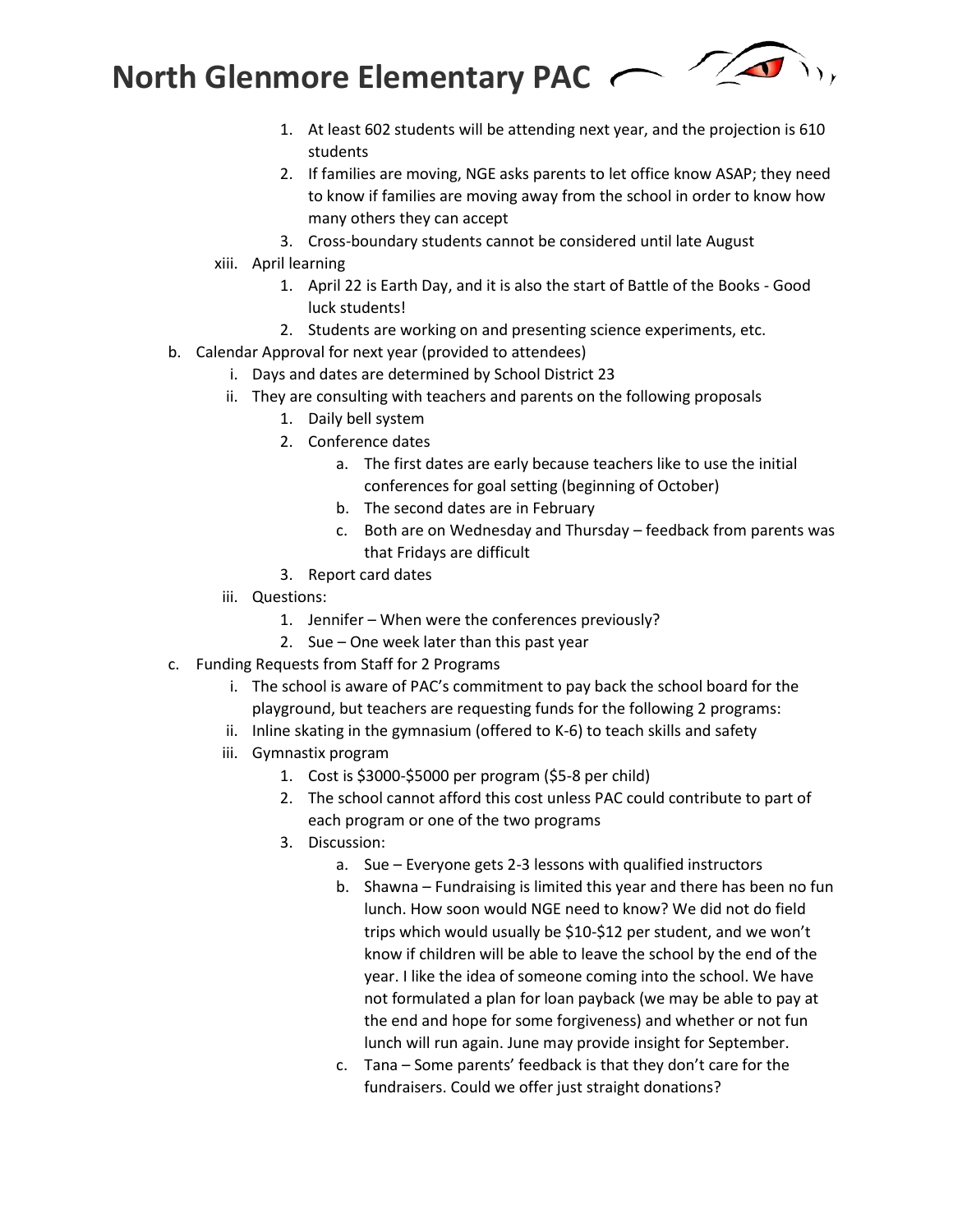1. At least 602 students will be attending next year, and the projection is 610 students
2. If families are moving, NGE asks parents to let office know ASAP; they need to know if families are moving away from the school in order to know how many others they can accept
3. Cross-boundary students cannot be considered until late August

xiii. April learning

1. April 22 is Earth Day, and it is also the start of Battle of the Books - Good luck students!
2. Students are working on and presenting science experiments, etc.

b. Calendar Approval for next year (provided to attendees)

i. Days and dates are determined by School District 23

ii. They are consulting with teachers and parents on the following proposals

1. Daily bell system
2. Conference dates
   a. The first dates are early because teachers like to use the initial conferences for goal setting (beginning of October)
   b. The second dates are in February
   c. Both are on Wednesday and Thursday – feedback from parents was that Fridays are difficult
3. Report card dates

iii. Questions:

1. Jennifer – When were the conferences previously?
2. Sue – One week later than this past year

c. Funding Requests from Staff for 2 Programs

i. The school is aware of PAC's commitment to pay back the school board for the playground, but teachers are requesting funds for the following 2 programs:

ii. Inline skating in the gymnasium (offered to K-6) to teach skills and safety

iii. Gymnastix program

1. Cost is $3000-$5000 per program ($5-8 per child)
2. The school cannot afford this cost unless PAC could contribute to part of each program or one of the two programs
3. Discussion:
   a. Sue – Everyone gets 2-3 lessons with qualified instructors
   b. Shawna – Fundraising is limited this year and there has been no fun lunch. How soon would NGE need to know? We did not do field trips which would usually be $10-$12 per student, and we won't know if children will be able to leave the school by the end of the year. I like the idea of someone coming into the school. We have not formulated a plan for loan payback (we may be able to pay at the end and hope for some forgiveness) and whether or not fun lunch will run again. June may provide insight for September.
   c. Tana – Some parents' feedback is that they don't care for the fundraisers. Could we offer just straight donations?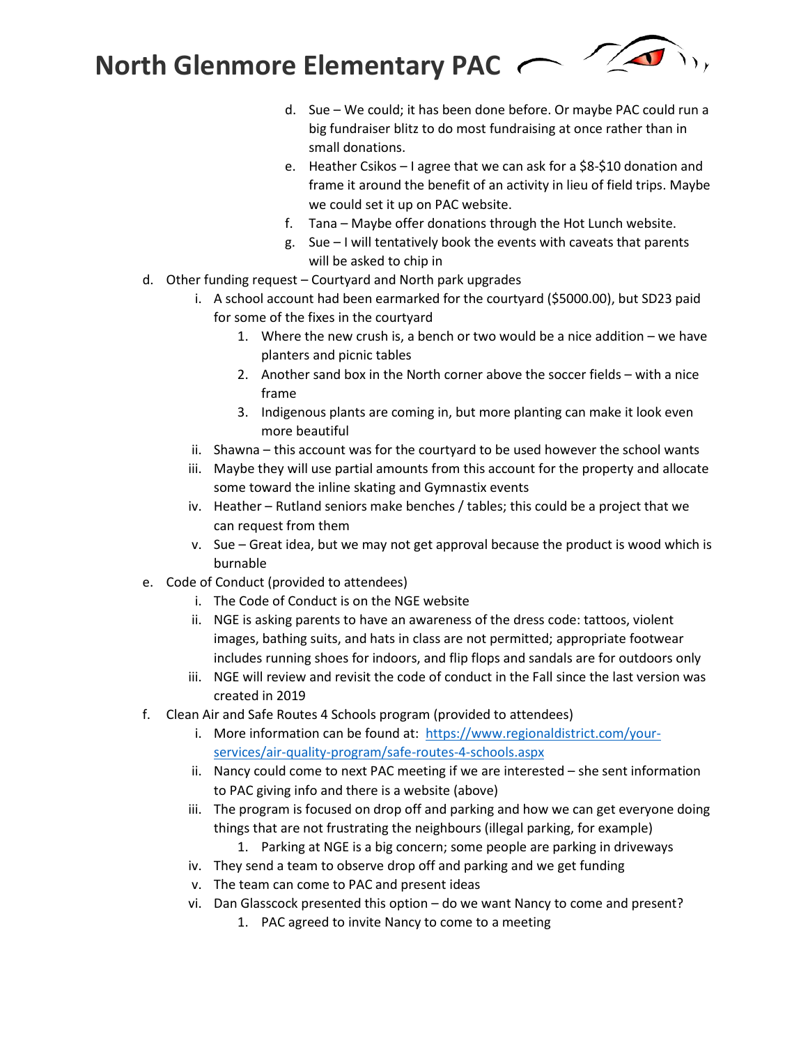d. Sue – We could; it has been done before. Or maybe PAC could run a big fundraiser blitz to do most fundraising at once rather than in small donations.
e. Heather Csikos – I agree that we can ask for a $8-$10 donation and frame it around the benefit of an activity in lieu of field trips. Maybe we could set it up on PAC website.
f. Tana – Maybe offer donations through the Hot Lunch website.
g. Sue – I will tentatively book the events with caveats that parents will be asked to chip in

d. Other funding request – Courtyard and North park upgrades
   i. A school account had been earmarked for the courtyard ($5000.00), but SD23 paid for some of the fixes in the courtyard
      1. Where the new crush is, a bench or two would be a nice addition – we have planters and picnic tables
      2. Another sand box in the North corner above the soccer fields – with a nice frame
      3. Indigenous plants are coming in, but more planting can make it look even more beautiful
   ii. Shawna – this account was for the courtyard to be used however the school wants
   iii. Maybe they will use partial amounts from this account for the property and allocate some toward the inline skating and Gymnastix events
   iv. Heather – Rutland seniors make benches / tables; this could be a project that we can request from them
   v. Sue – Great idea, but we may not get approval because the product is wood which is burnable

e. Code of Conduct (provided to attendees)
   i. The Code of Conduct is on the NGE website
   ii. NGE is asking parents to have an awareness of the dress code: tattoos, violent images, bathing suits, and hats in class are not permitted; appropriate footwear includes running shoes for indoors, and flip flops and sandals are for outdoors only
   iii. NGE will review and revisit the code of conduct in the Fall since the last version was created in 2019

f. Clean Air and Safe Routes 4 Schools program (provided to attendees)
   i. More information can be found at: https://www.regionaldistrict.com/your-services/air-quality-program/safe-routes-4-schools.aspx
   ii. Nancy could come to next PAC meeting if we are interested – she sent information to PAC giving info and there is a website (above)
   iii. The program is focused on drop off and parking and how we can get everyone doing things that are not frustrating the neighbours (illegal parking, for example)
      1. Parking at NGE is a big concern; some people are parking in driveways
   iv. They send a team to observe drop off and parking and we get funding
   v. The team can come to PAC and present ideas
   vi. Dan Glasscock presented this option – do we want Nancy to come and present?
      1. PAC agreed to invite Nancy to come to a meeting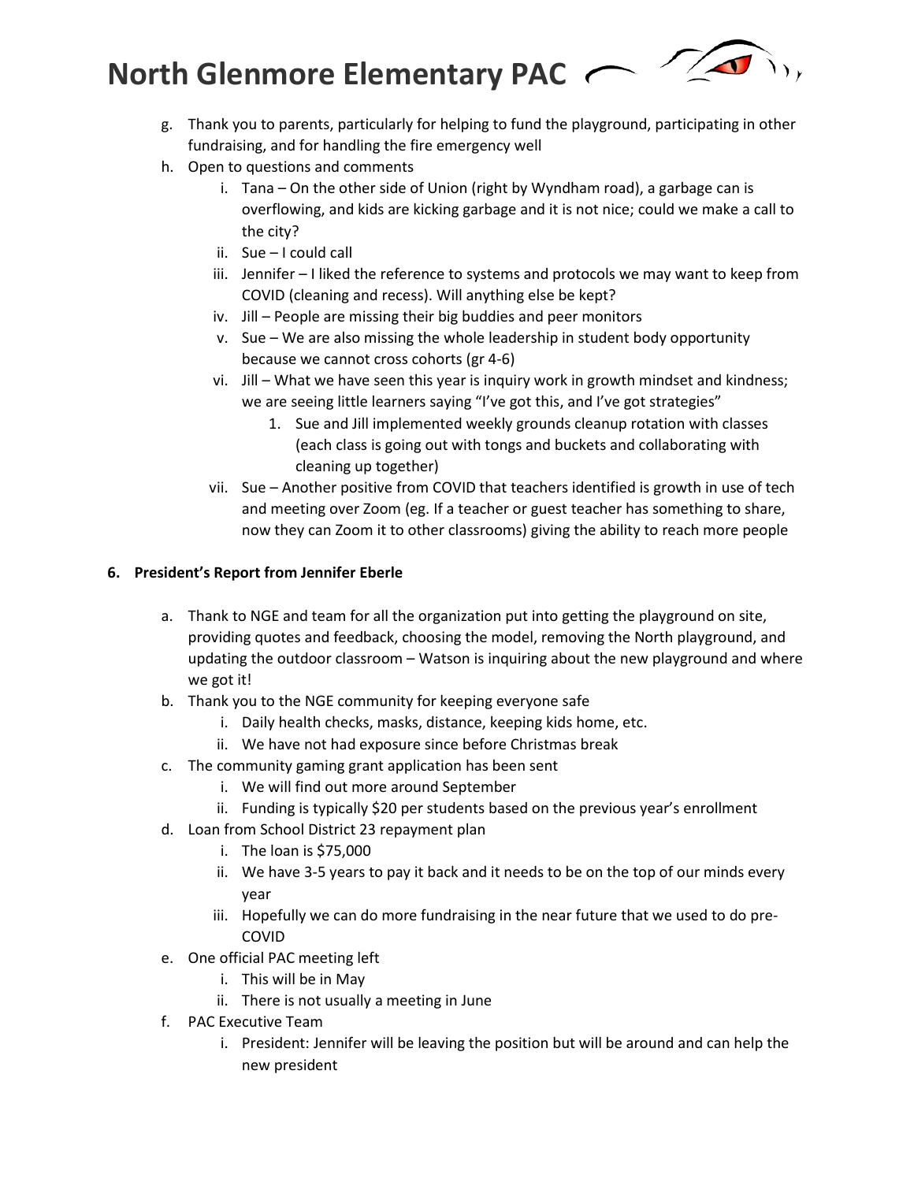g. Thank you to parents, particularly for helping to fund the playground, participating in other fundraising, and for handling the fire emergency well
h. Open to questions and comments
   i. Tana – On the other side of Union (right by Wyndham road), a garbage can is overflowing, and kids are kicking garbage and it is not nice; could we make a call to the city?
   ii. Sue – I could call
   iii. Jennifer – I liked the reference to systems and protocols we may want to keep from COVID (cleaning and recess). Will anything else be kept?
   iv. Jill – People are missing their big buddies and peer monitors
   v. Sue – We are also missing the whole leadership in student body opportunity because we cannot cross cohorts (gr 4-6)
   vi. Jill – What we have seen this year is inquiry work in growth mindset and kindness; we are seeing little learners saying "I've got this, and I've got strategies"
      1. Sue and Jill implemented weekly grounds cleanup rotation with classes (each class is going out with tongs and buckets and collaborating with cleaning up together)
   vii. Sue – Another positive from COVID that teachers identified is growth in use of tech and meeting over Zoom (eg. If a teacher or guest teacher has something to share, now they can Zoom it to other classrooms) giving the ability to reach more people

**6. President's Report from Jennifer Eberle**

a. Thank to NGE and team for all the organization put into getting the playground on site, providing quotes and feedback, choosing the model, removing the North playground, and updating the outdoor classroom – Watson is inquiring about the new playground and where we got it!
b. Thank you to the NGE community for keeping everyone safe
   i. Daily health checks, masks, distance, keeping kids home, etc.
   ii. We have not had exposure since before Christmas break
c. The community gaming grant application has been sent
   i. We will find out more around September
   ii. Funding is typically $20 per students based on the previous year's enrollment
d. Loan from School District 23 repayment plan
   i. The loan is $75,000
   ii. We have 3-5 years to pay it back and it needs to be on the top of our minds every year
   iii. Hopefully we can do more fundraising in the near future that we used to do pre-COVID
e. One official PAC meeting left
   i. This will be in May
   ii. There is not usually a meeting in June
f. PAC Executive Team
   i. President: Jennifer will be leaving the position but will be around and can help the new president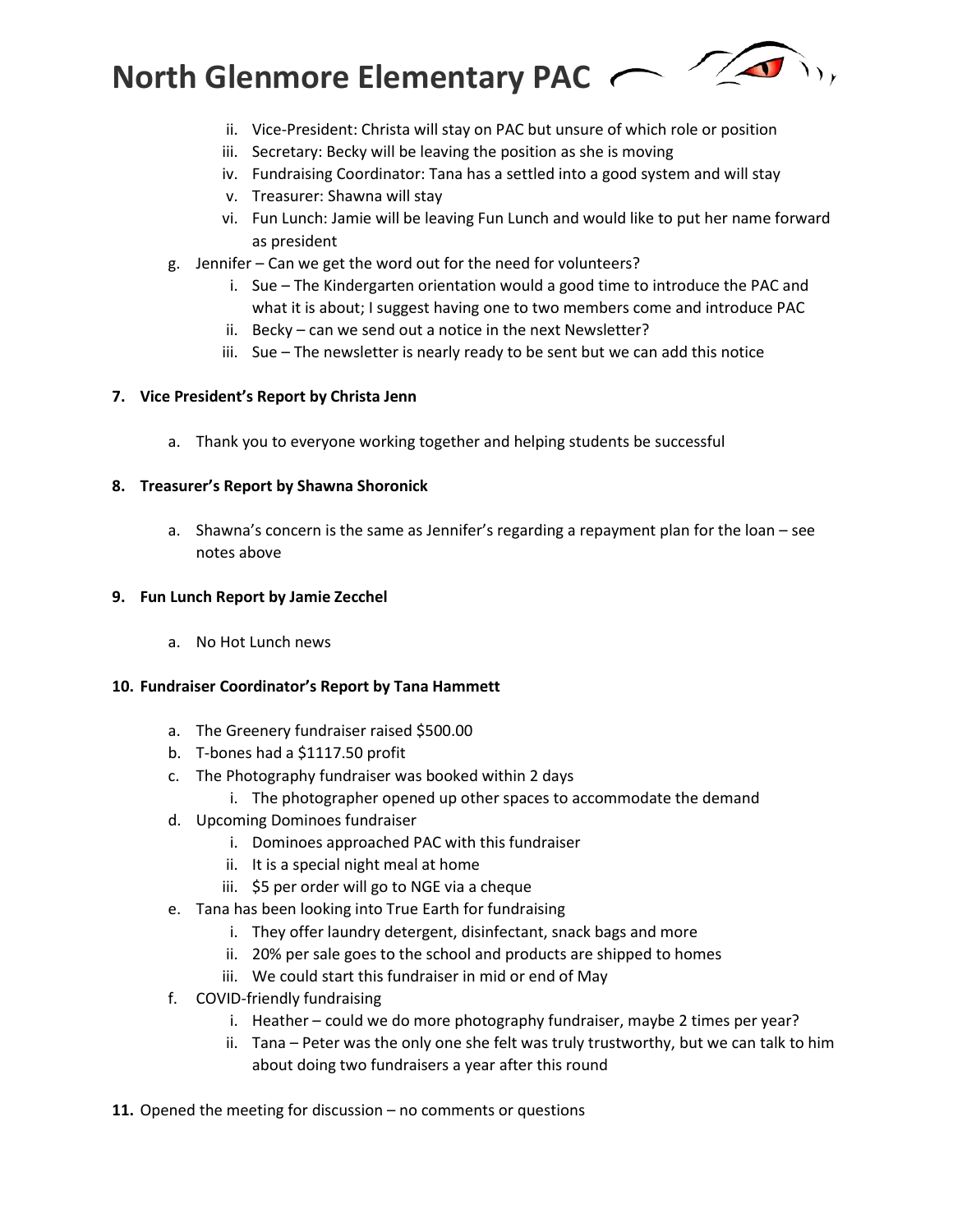- ii. Vice-President: Christa will stay on PAC but unsure of which role or position
   - iii. Secretary: Becky will be leaving the position as she is moving
   - iv. Fundraising Coordinator: Tana has a settled into a good system and will stay
   - v. Treasurer: Shawna will stay
   - vi. Fun Lunch: Jamie will be leaving Fun Lunch and would like to put her name forward as president

g. Jennifer – Can we get the word out for the need for volunteers?
   - i. Sue – The Kindergarten orientation would a good time to introduce the PAC and what it is about; I suggest having one to two members come and introduce PAC
   - ii. Becky – can we send out a notice in the next Newsletter?
   - iii. Sue – The newsletter is nearly ready to be sent but we can add this notice

**7. Vice President's Report by Christa Jenn**

a. Thank you to everyone working together and helping students be successful

**8. Treasurer's Report by Shawna Shoronick**

a. Shawna's concern is the same as Jennifer's regarding a repayment plan for the loan – see notes above

**9. Fun Lunch Report by Jamie Zecchel**

a. No Hot Lunch news

**10. Fundraiser Coordinator's Report by Tana Hammett**

a. The Greenery fundraiser raised $500.00

b. T-bones had a $1117.50 profit

c. The Photography fundraiser was booked within 2 days
   - i. The photographer opened up other spaces to accommodate the demand

d. Upcoming Dominoes fundraiser
   - i. Dominoes approached PAC with this fundraiser
   - ii. It is a special night meal at home
   - iii. $5 per order will go to NGE via a cheque

e. Tana has been looking into True Earth for fundraising
   - i. They offer laundry detergent, disinfectant, snack bags and more
   - ii. 20% per sale goes to the school and products are shipped to homes
   - iii. We could start this fundraiser in mid or end of May

f. COVID-friendly fundraising
   - i. Heather – could we do more photography fundraiser, maybe 2 times per year?
   - ii. Tana – Peter was the only one she felt was truly trustworthy, but we can talk to him about doing two fundraisers a year after this round

**11.** Opened the meeting for discussion – no comments or questions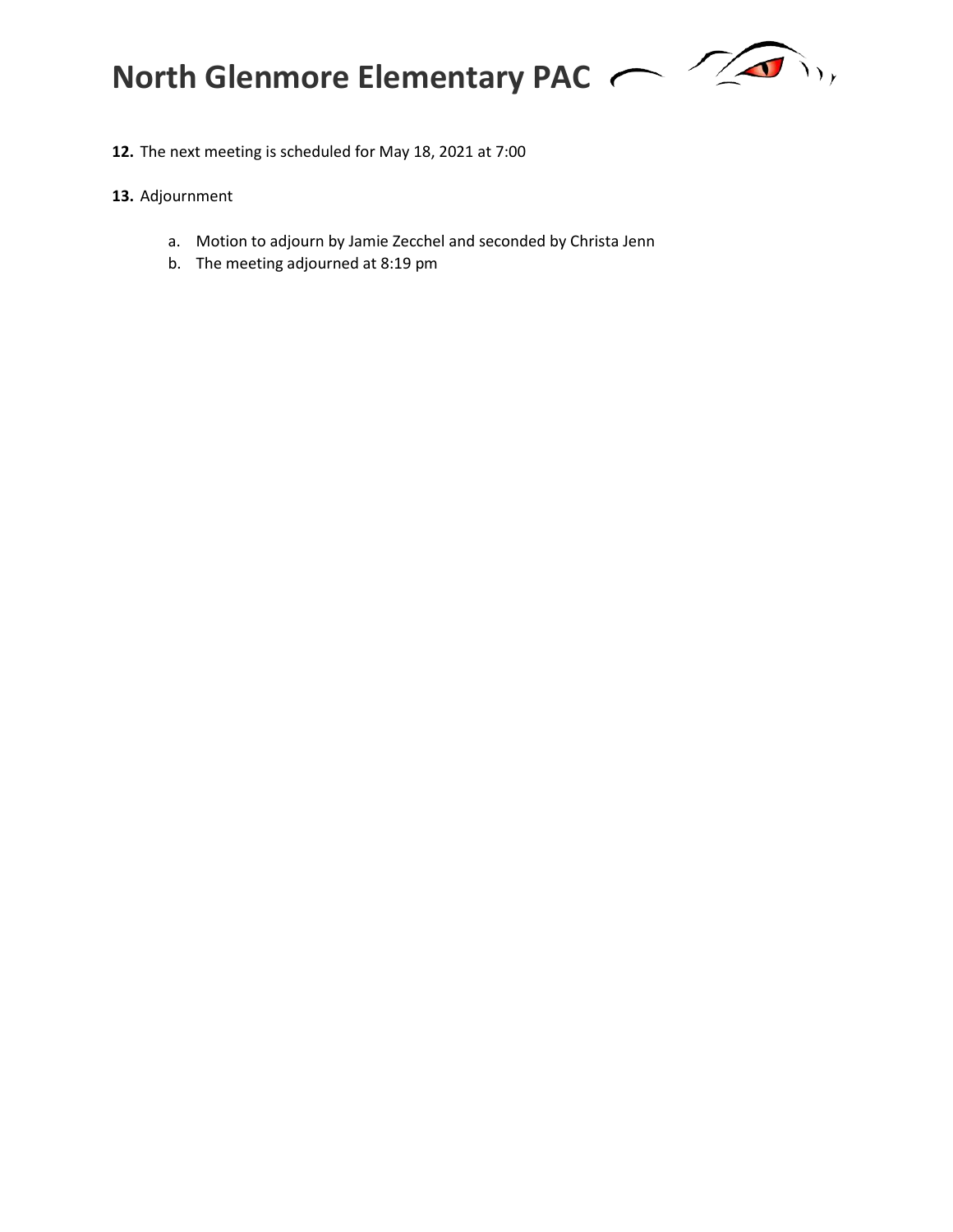**12.** The next meeting is scheduled for May 18, 2021 at 7:00

**13.** Adjournment

a. Motion to adjourn by Jamie Zecchel and seconded by Christa Jenn
b. The meeting adjourned at 8:19 pm